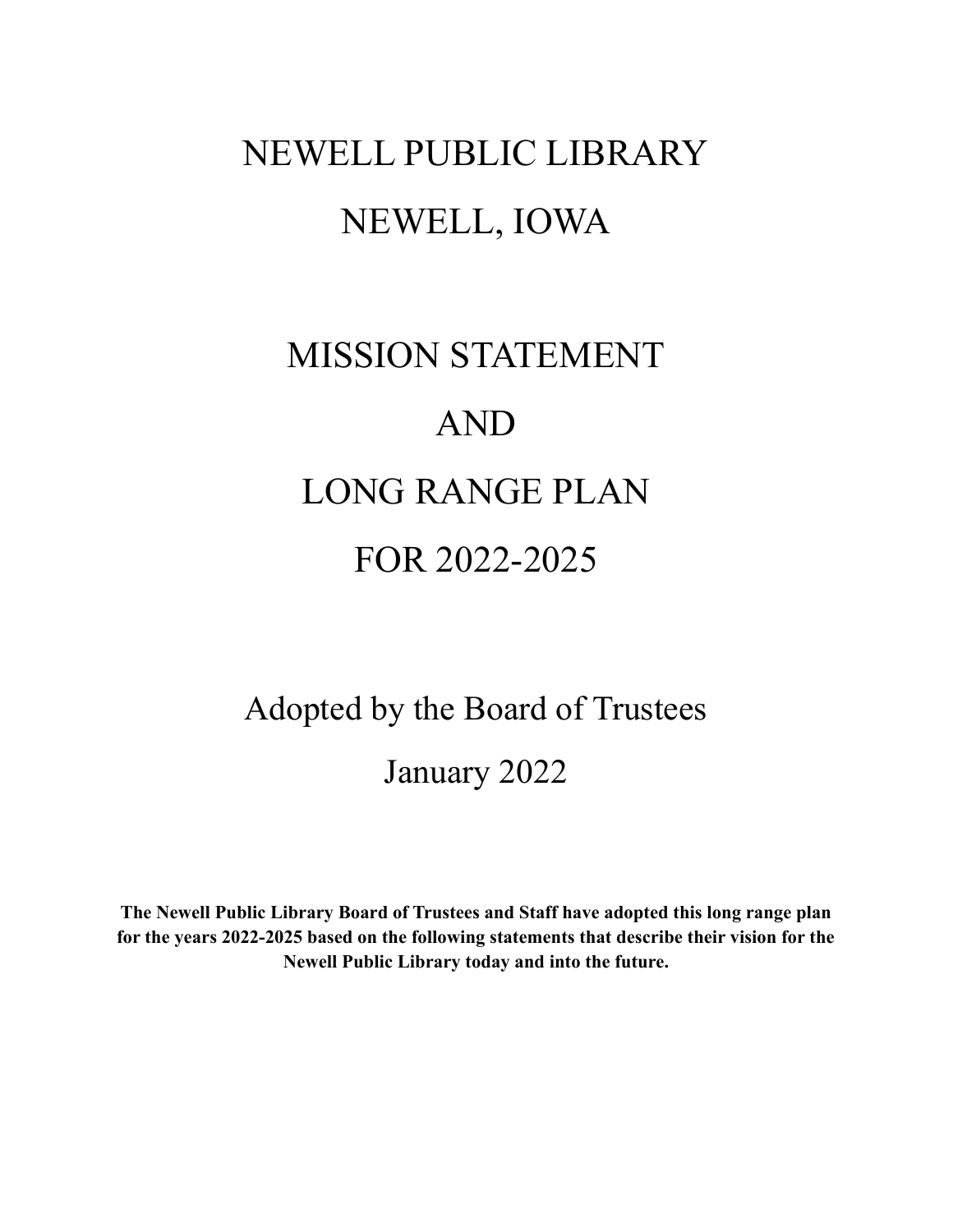# NEWELL PUBLIC LIBRARY

# NEWELL, IOWA

# MISSION STATEMENT

# AND

# LONG RANGE PLAN

# FOR 2022-2025

Adopted by the Board of Trustees

January 2022

**The Newell Public Library Board of Trustees and Staff have adopted this long range plan for the years 2022-2025 based on the following statements that describe their vision for the Newell Public Library today and into the future.**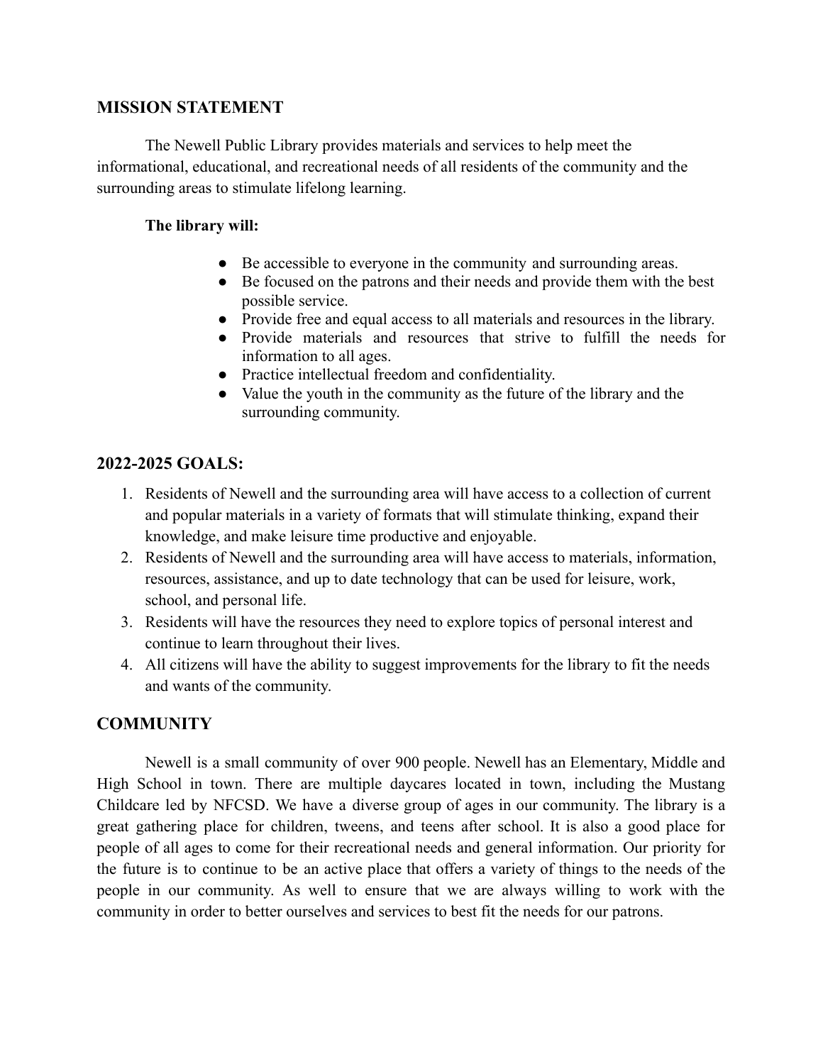## MISSION STATEMENT

The Newell Public Library provides materials and services to help meet the informational, educational, and recreational needs of all residents of the community and the surrounding areas to stimulate lifelong learning.

**The library will:**

- Be accessible to everyone in the community and surrounding areas.
- Be focused on the patrons and their needs and provide them with the best possible service.
- Provide free and equal access to all materials and resources in the library.
- Provide materials and resources that strive to fulfill the needs for information to all ages.
- Practice intellectual freedom and confidentiality.
- Value the youth in the community as the future of the library and the surrounding community.

## 2022-2025 GOALS:

1. Residents of Newell and the surrounding area will have access to a collection of current and popular materials in a variety of formats that will stimulate thinking, expand their knowledge, and make leisure time productive and enjoyable.
2. Residents of Newell and the surrounding area will have access to materials, information, resources, assistance, and up to date technology that can be used for leisure, work, school, and personal life.
3. Residents will have the resources they need to explore topics of personal interest and continue to learn throughout their lives.
4. All citizens will have the ability to suggest improvements for the library to fit the needs and wants of the community.

## COMMUNITY

Newell is a small community of over 900 people. Newell has an Elementary, Middle and High School in town. There are multiple daycares located in town, including the Mustang Childcare led by NFCSD. We have a diverse group of ages in our community. The library is a great gathering place for children, tweens, and teens after school. It is also a good place for people of all ages to come for their recreational needs and general information. Our priority for the future is to continue to be an active place that offers a variety of things to the needs of the people in our community. As well to ensure that we are always willing to work with the community in order to better ourselves and services to best fit the needs for our patrons.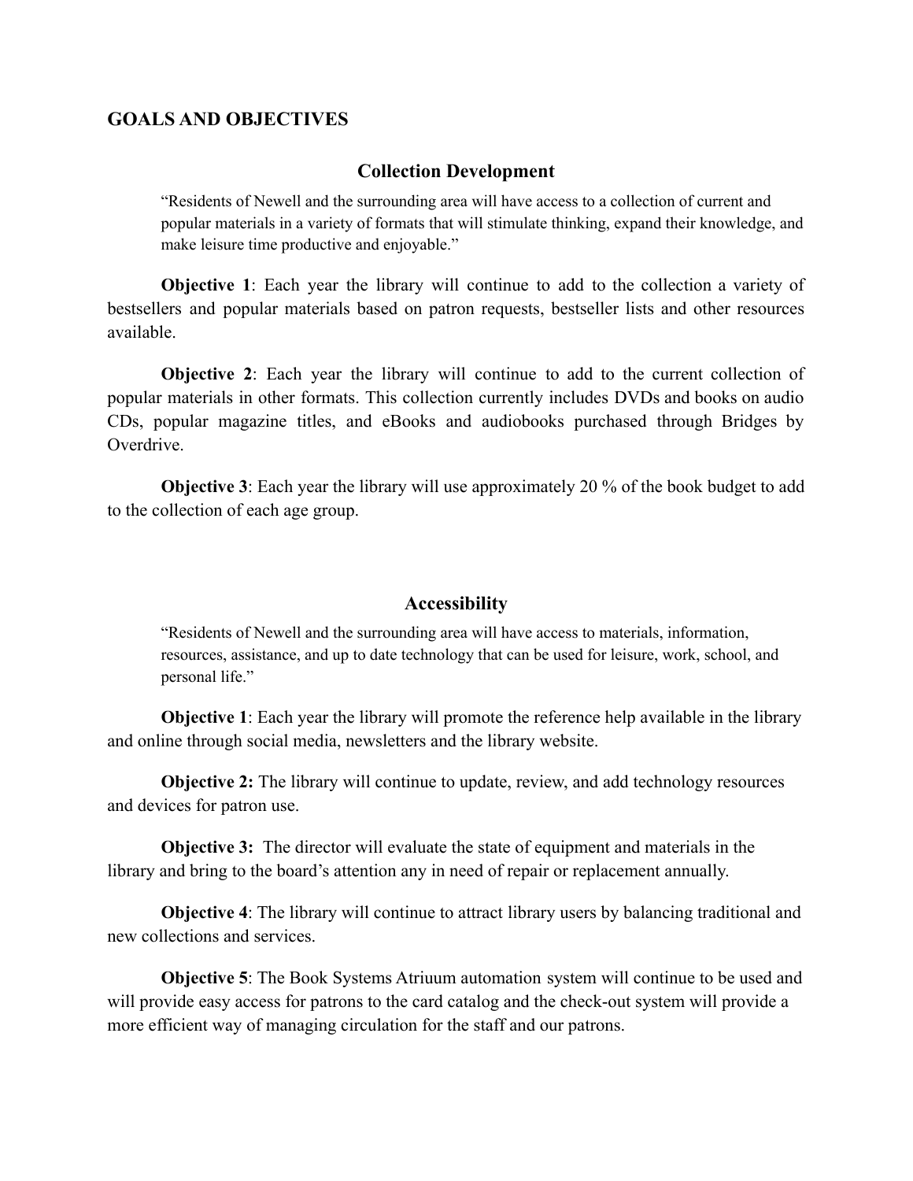## GOALS AND OBJECTIVES

### Collection Development

"Residents of Newell and the surrounding area will have access to a collection of current and popular materials in a variety of formats that will stimulate thinking, expand their knowledge, and make leisure time productive and enjoyable."

**Objective 1**: Each year the library will continue to add to the collection a variety of bestsellers and popular materials based on patron requests, bestseller lists and other resources available.

**Objective 2**: Each year the library will continue to add to the current collection of popular materials in other formats. This collection currently includes DVDs and books on audio CDs, popular magazine titles, and eBooks and audiobooks purchased through Bridges by Overdrive.

**Objective 3**: Each year the library will use approximately 20 % of the book budget to add to the collection of each age group.

### Accessibility

"Residents of Newell and the surrounding area will have access to materials, information, resources, assistance, and up to date technology that can be used for leisure, work, school, and personal life."

**Objective 1**: Each year the library will promote the reference help available in the library and online through social media, newsletters and the library website.

**Objective 2:** The library will continue to update, review, and add technology resources and devices for patron use.

**Objective 3:** The director will evaluate the state of equipment and materials in the library and bring to the board's attention any in need of repair or replacement annually.

**Objective 4**: The library will continue to attract library users by balancing traditional and new collections and services.

**Objective 5**: The Book Systems Atriuum automation system will continue to be used and will provide easy access for patrons to the card catalog and the check-out system will provide a more efficient way of managing circulation for the staff and our patrons.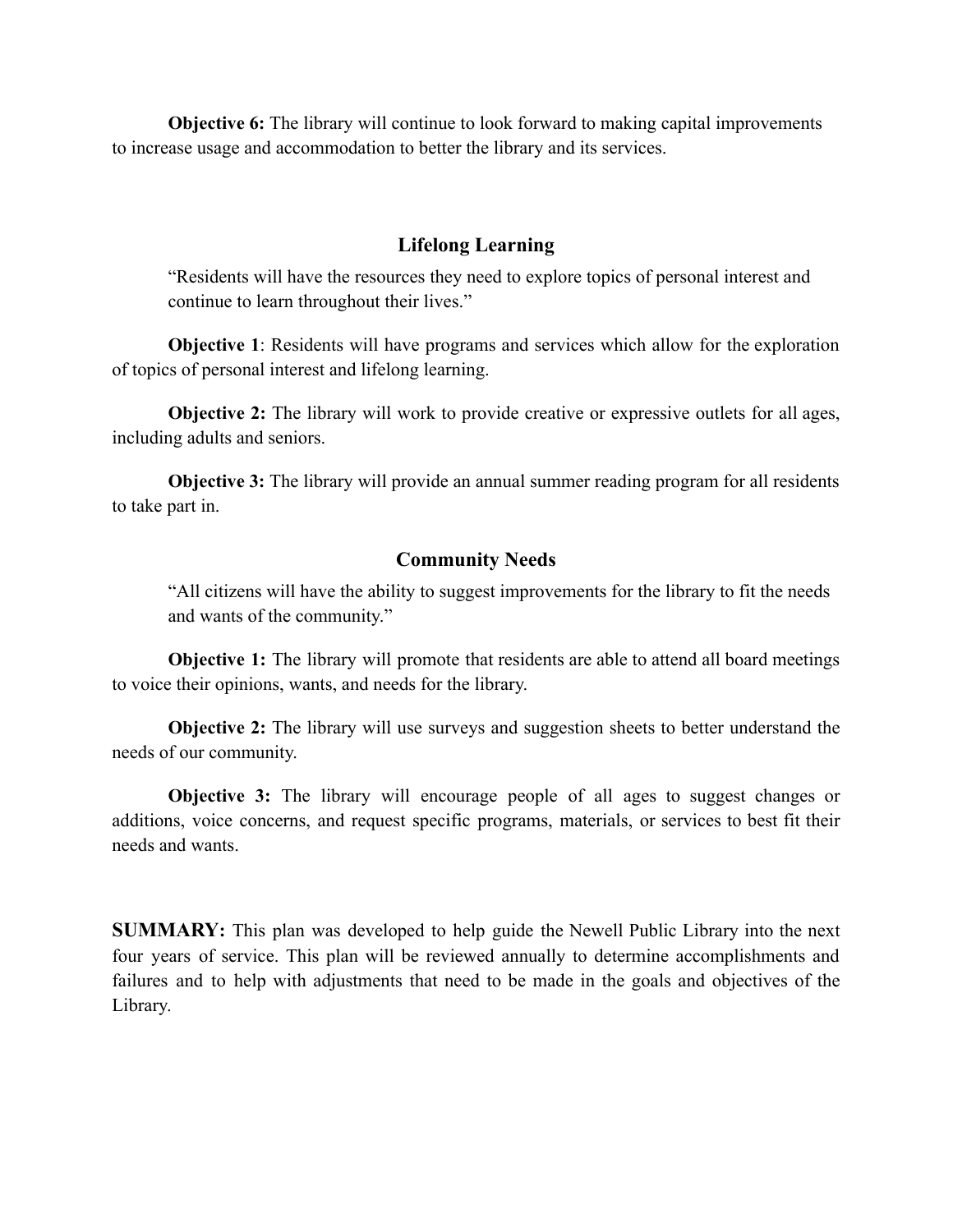**Objective 6:** The library will continue to look forward to making capital improvements to increase usage and accommodation to better the library and its services.

## Lifelong Learning

"Residents will have the resources they need to explore topics of personal interest and continue to learn throughout their lives."

**Objective 1**: Residents will have programs and services which allow for the exploration of topics of personal interest and lifelong learning.

**Objective 2:** The library will work to provide creative or expressive outlets for all ages, including adults and seniors.

**Objective 3:** The library will provide an annual summer reading program for all residents to take part in.

## Community Needs

"All citizens will have the ability to suggest improvements for the library to fit the needs and wants of the community."

**Objective 1:** The library will promote that residents are able to attend all board meetings to voice their opinions, wants, and needs for the library.

**Objective 2:** The library will use surveys and suggestion sheets to better understand the needs of our community.

**Objective 3:** The library will encourage people of all ages to suggest changes or additions, voice concerns, and request specific programs, materials, or services to best fit their needs and wants.

**SUMMARY:** This plan was developed to help guide the Newell Public Library into the next four years of service. This plan will be reviewed annually to determine accomplishments and failures and to help with adjustments that need to be made in the goals and objectives of the Library.